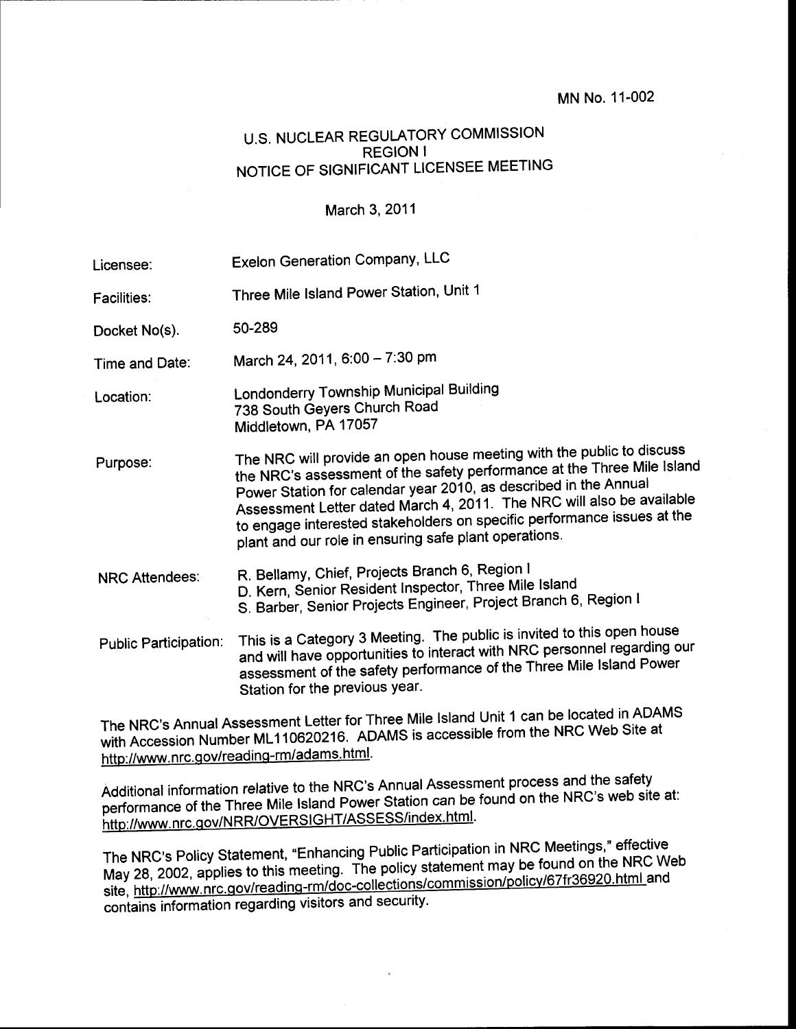MN No. 11-002

# U.S. NUCLEAR REGULATORY COMMISSION
## REGION I
## NOTICE OF SIGNIFICANT LICENSEE MEETING

March 3, 2011

| | |
|---|---|
| Licensee: | Exelon Generation Company, LLC |
| Facilities: | Three Mile Island Power Station, Unit 1 |
| Docket No(s). | 50-289 |
| Time and Date: | March 24, 2011, 6:00 – 7:30 pm |
| Location: | Londonderry Township Municipal Building<br>738 South Geyers Church Road<br>Middletown, PA 17057 |
| Purpose: | The NRC will provide an open house meeting with the public to discuss the NRC's assessment of the safety performance at the Three Mile Island Power Station for calendar year 2010, as described in the Annual Assessment Letter dated March 4, 2011. The NRC will also be available to engage interested stakeholders on specific performance issues at the plant and our role in ensuring safe plant operations. |
| NRC Attendees: | R. Bellamy, Chief, Projects Branch 6, Region I<br>D. Kern, Senior Resident Inspector, Three Mile Island<br>S. Barber, Senior Projects Engineer, Project Branch 6, Region I |
| Public Participation: | This is a Category 3 Meeting. The public is invited to this open house and will have opportunities to interact with NRC personnel regarding our assessment of the safety performance of the Three Mile Island Power Station for the previous year. |

The NRC's Annual Assessment Letter for Three Mile Island Unit 1 can be located in ADAMS with Accession Number ML110620216. ADAMS is accessible from the NRC Web Site at http://www.nrc.gov/reading-rm/adams.html.

Additional information relative to the NRC's Annual Assessment process and the safety performance of the Three Mile Island Power Station can be found on the NRC's web site at: http://www.nrc.gov/NRR/OVERSIGHT/ASSESS/index.html.

The NRC's Policy Statement, "Enhancing Public Participation in NRC Meetings," effective May 28, 2002, applies to this meeting. The policy statement may be found on the NRC Web site, http://www.nrc.gov/reading-rm/doc-collections/commission/policy/67fr36920.html and contains information regarding visitors and security.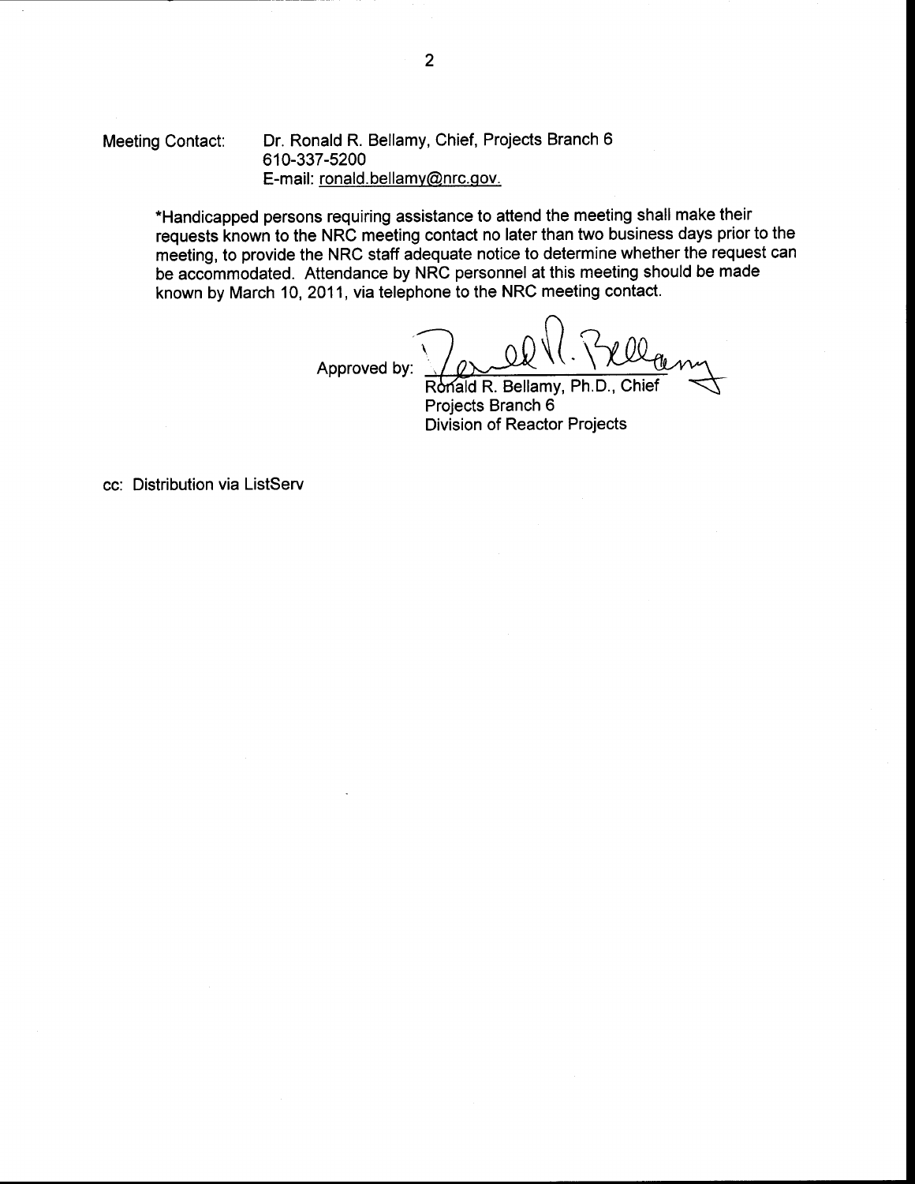Meeting Contact: Dr. Ronald R. Bellamy, Chief, Projects Branch 6
610-337-5200
E-mail: ronald.bellamy@nrc.gov.

*Handicapped persons requiring assistance to attend the meeting shall make their requests known to the NRC meeting contact no later than two business days prior to the meeting, to provide the NRC staff adequate notice to determine whether the request can be accommodated. Attendance by NRC personnel at this meeting should be made known by March 10, 2011, via telephone to the NRC meeting contact.

Approved by:

Ronald R. Bellamy, Ph.D., Chief
Projects Branch 6
Division of Reactor Projects

cc: Distribution via ListServ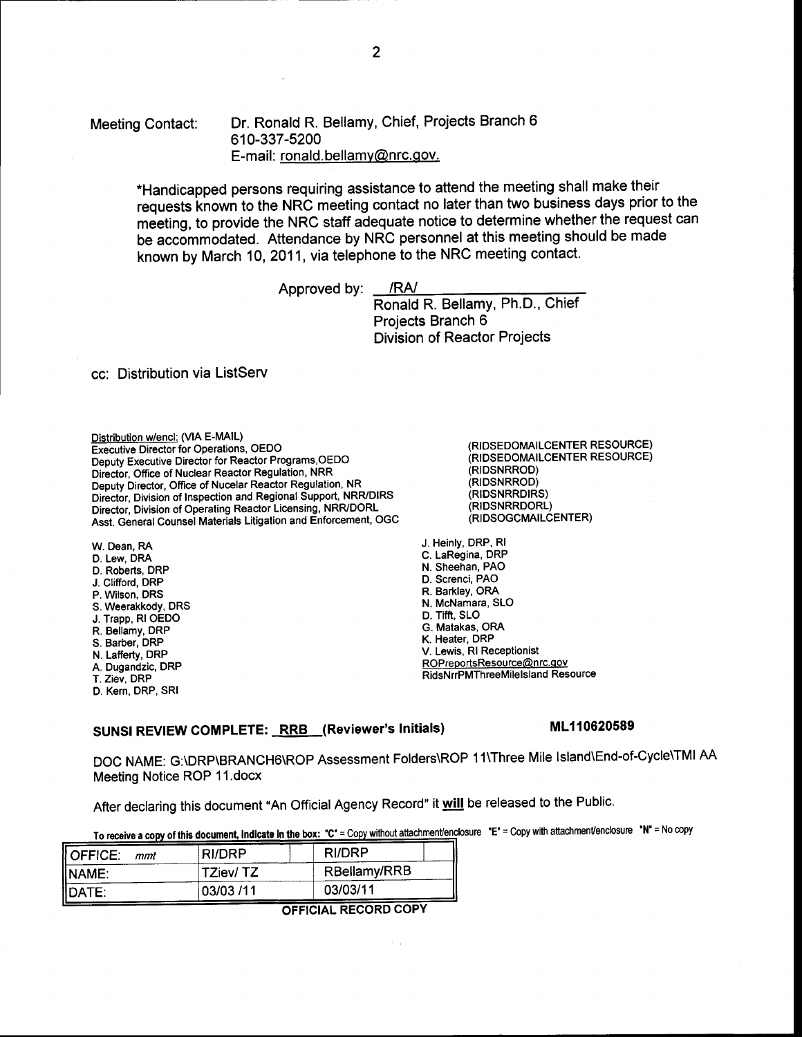Meeting Contact: Dr. Ronald R. Bellamy, Chief, Projects Branch 6
610-337-5200
E-mail: ronald.bellamy@nrc.gov.

*Handicapped persons requiring assistance to attend the meeting shall make their requests known to the NRC meeting contact no later than two business days prior to the meeting, to provide the NRC staff adequate notice to determine whether the request can be accommodated. Attendance by NRC personnel at this meeting should be made known by March 10, 2011, via telephone to the NRC meeting contact.

Approved by: /RA/
Ronald R. Bellamy, Ph.D., Chief
Projects Branch 6
Division of Reactor Projects

cc: Distribution via ListServ

Distribution w/encl: (VIA E-MAIL)

Executive Director for Operations, OEDO (RIDSEDOMAILCENTER RESOURCE)
Deputy Executive Director for Reactor Programs,OEDO (RIDSEDOMAILCENTER RESOURCE)
Director, Office of Nuclear Reactor Regulation, NRR (RIDSNRROD)
Deputy Director, Office of Nucelar Reactor Regulation, NR (RIDSNRROD)
Director, Division of Inspection and Regional Support, NRR/DIRS (RIDSNRRDIRS)
Director, Division of Operating Reactor Licensing, NRR/DORL (RIDSNRRDORL)
Asst. General Counsel Materials Litigation and Enforcement, OGC (RIDSOGCMAILCENTER)

W. Dean, RA
D. Lew, DRA
D. Roberts, DRP
J. Clifford, DRP
P. Wilson, DRS
S. Weerakkody, DRS
J. Trapp, RI OEDO
R. Bellamy, DRP
S. Barber, DRP
N. Lafferty, DRP
A. Dugandzic, DRP
T. Ziev, DRP
D. Kern, DRP, SRI
J. Heinly, DRP, RI
C. LaRegina, DRP
N. Sheehan, PAO
D. Screnci, PAO
R. Barkley, ORA
N. McNamara, SLO
D. Tifft, SLO
G. Matakas, ORA
K. Heater, DRP
V. Lewis, RI Receptionist
ROPreportsResource@nrc.gov
RidsNrrPMThreeMileIsland Resource

**SUNSI REVIEW COMPLETE: RRB (Reviewer's Initials)** **ML110620589**

DOC NAME: G:\DRP\BRANCH6\ROP Assessment Folders\ROP 11\Three Mile Island\End-of-Cycle\TMI AA Meeting Notice ROP 11.docx

After declaring this document "An Official Agency Record" it **will** be released to the Public.

**To receive a copy of this document, indicate in the box: "C" = Copy without attachment/enclosure "E" = Copy with attachment/enclosure "N" = No copy**

| OFFICE: mmt | RI/DRP | | RI/DRP | |
|---|---|---|---|---|
| NAME: | TZiev/ TZ | | RBellamy/RRB | |
| DATE: | 03/03 /11 | | 03/03/11 | |

**OFFICIAL RECORD COPY**